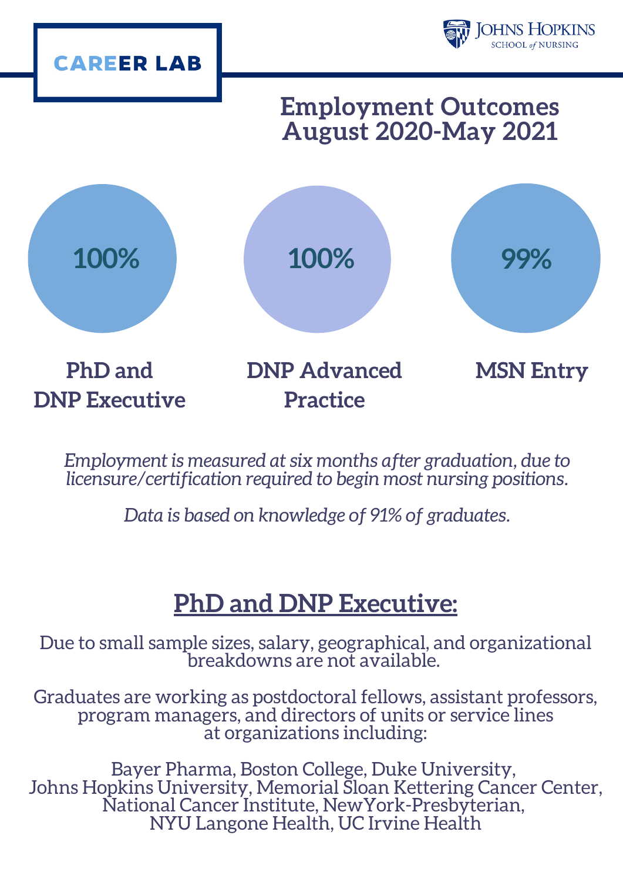**CAREER LAB**

Johns Hopkins School of Nursing

# Employment Outcomes August 2020-May 2021

| 100% | 100% | 99% |
| --- | --- | --- |
| PhD and DNP Executive | DNP Advanced Practice | MSN Entry |

*Employment is measured at six months after graduation, due to licensure/certification required to begin most nursing positions.*

*Data is based on knowledge of 91% of graduates.*

## PhD and DNP Executive:

Due to small sample sizes, salary, geographical, and organizational breakdowns are not available.

Graduates are working as postdoctoral fellows, assistant professors, program managers, and directors of units or service lines at organizations including:

Bayer Pharma, Boston College, Duke University, Johns Hopkins University, Memorial Sloan Kettering Cancer Center, National Cancer Institute, NewYork-Presbyterian, NYU Langone Health, UC Irvine Health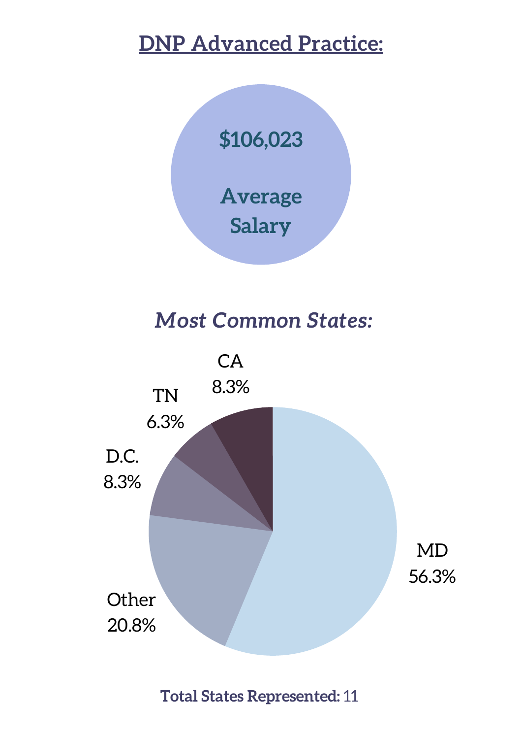## DNP Advanced Practice:

**$106,023**

**Average Salary**

### *Most Common States:*

| State | Percentage |
|---|---|
| MD | 56.3% |
| Other | 20.8% |
| D.C. | 8.3% |
| TN | 6.3% |
| CA | 8.3% |

**Total States Represented:** 11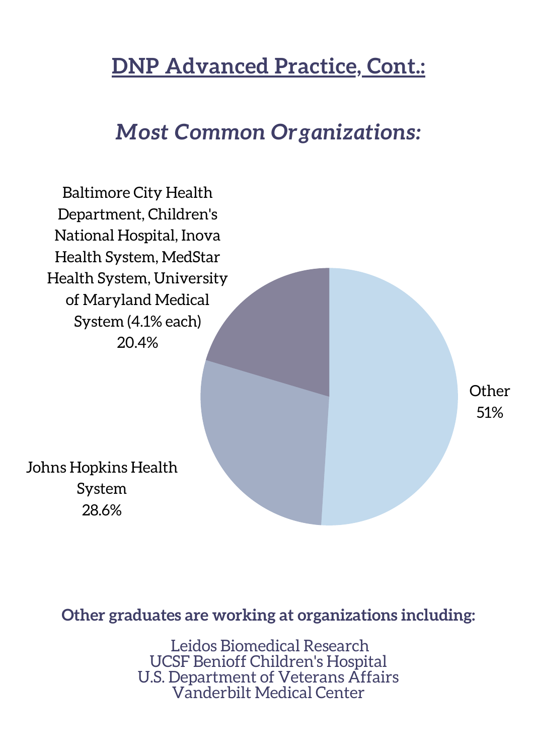# DNP Advanced Practice, Cont.:

## *Most Common Organizations:*

Baltimore City Health Department, Children's National Hospital, Inova Health System, MedStar Health System, University of Maryland Medical System (4.1% each)
20.4%

Other
51%

Johns Hopkins Health System
28.6%

**Other graduates are working at organizations including:**

Leidos Biomedical Research
UCSF Benioff Children's Hospital
U.S. Department of Veterans Affairs
Vanderbilt Medical Center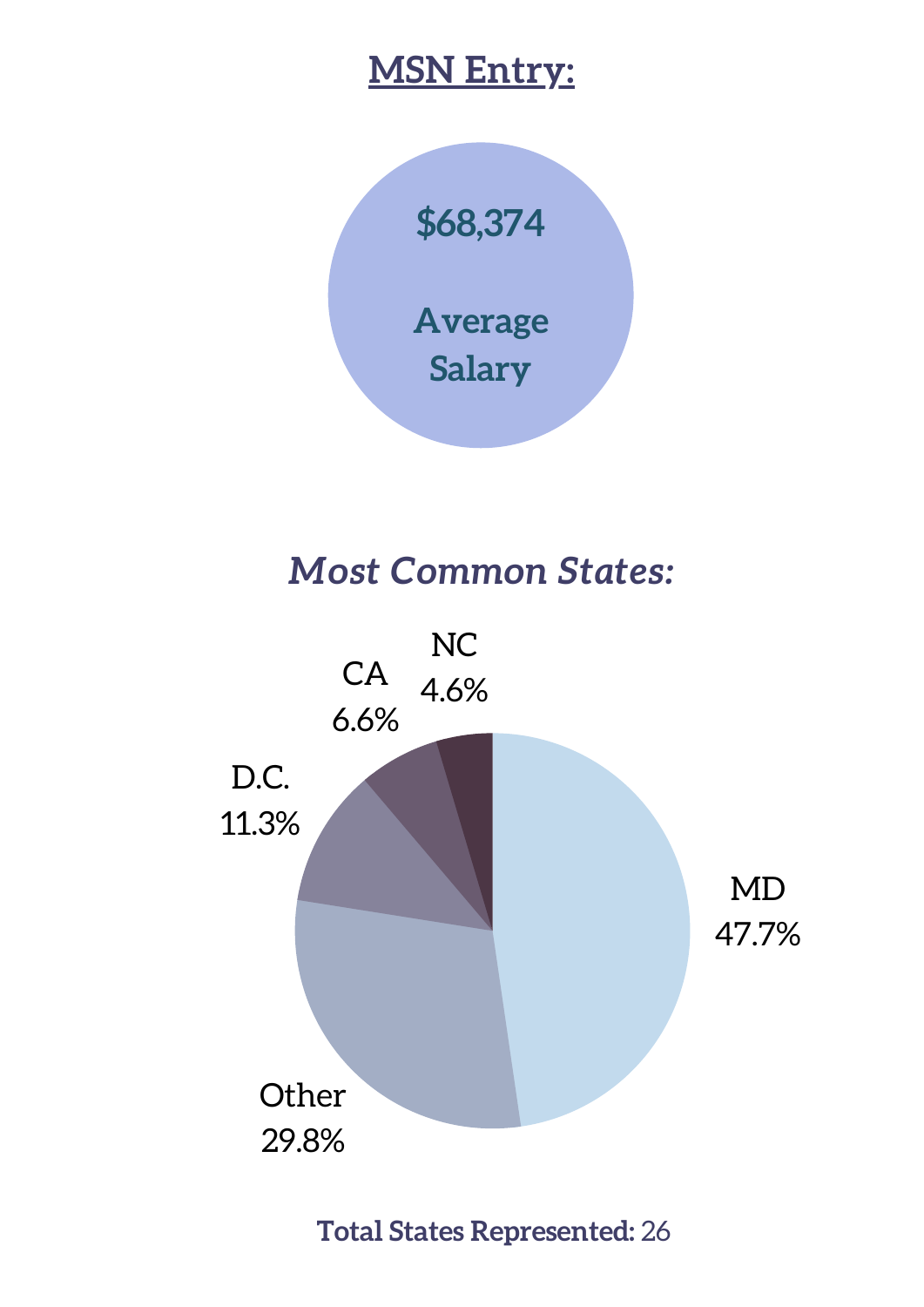## MSN Entry:

**$68,374**

**Average Salary**

### *Most Common States:*

| State | Percentage |
|---|---|
| MD | 47.7% |
| Other | 29.8% |
| D.C. | 11.3% |
| CA | 6.6% |
| NC | 4.6% |

**Total States Represented:** 26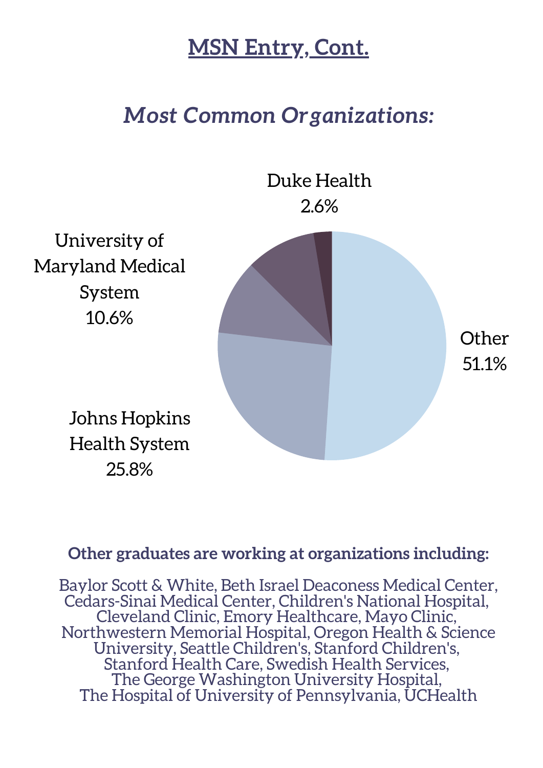## MSN Entry, Cont.

### *Most Common Organizations:*

Duke Health
2.6%

University of Maryland Medical System
10.6%

Other
51.1%

Johns Hopkins Health System
25.8%

**Other graduates are working at organizations including:**

Baylor Scott & White, Beth Israel Deaconess Medical Center, Cedars-Sinai Medical Center, Children's National Hospital, Cleveland Clinic, Emory Healthcare, Mayo Clinic, Northwestern Memorial Hospital, Oregon Health & Science University, Seattle Children's, Stanford Children's, Stanford Health Care, Swedish Health Services, The George Washington University Hospital, The Hospital of University of Pennsylvania, UCHealth